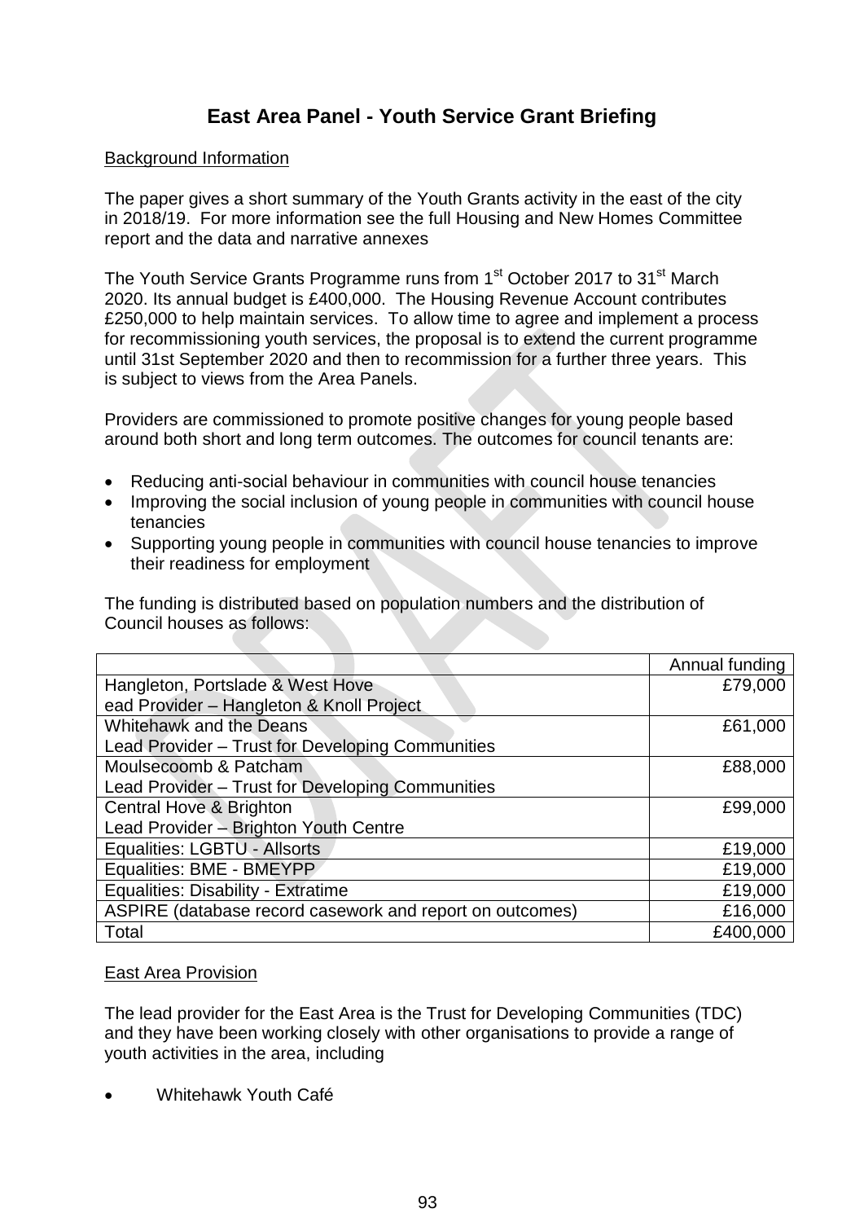# East Area Panel - Youth Service Grant Briefing

Background Information

The paper gives a short summary of the Youth Grants activity in the east of the city in 2018/19. For more information see the full Housing and New Homes Committee report and the data and narrative annexes

The Youth Service Grants Programme runs from 1st October 2017 to 31st March 2020. Its annual budget is £400,000. The Housing Revenue Account contributes £250,000 to help maintain services. To allow time to agree and implement a process for recommissioning youth services, the proposal is to extend the current programme until 31st September 2020 and then to recommission for a further three years. This is subject to views from the Area Panels.

Providers are commissioned to promote positive changes for young people based around both short and long term outcomes. The outcomes for council tenants are:

- Reducing anti-social behaviour in communities with council house tenancies
- Improving the social inclusion of young people in communities with council house tenancies
- Supporting young people in communities with council house tenancies to improve their readiness for employment

The funding is distributed based on population numbers and the distribution of Council houses as follows:

| | Annual funding |
|---|---|
| Hangleton, Portslade & West Hove<br>ead Provider – Hangleton & Knoll Project | £79,000 |
| Whitehawk and the Deans<br>Lead Provider – Trust for Developing Communities | £61,000 |
| Moulsecoomb & Patcham<br>Lead Provider – Trust for Developing Communities | £88,000 |
| Central Hove & Brighton<br>Lead Provider – Brighton Youth Centre | £99,000 |
| Equalities: LGBTU - Allsorts | £19,000 |
| Equalities: BME - BMEYPP | £19,000 |
| Equalities: Disability - Extratime | £19,000 |
| ASPIRE (database record casework and report on outcomes) | £16,000 |
| Total | £400,000 |

East Area Provision

The lead provider for the East Area is the Trust for Developing Communities (TDC) and they have been working closely with other organisations to provide a range of youth activities in the area, including

- Whitehawk Youth Café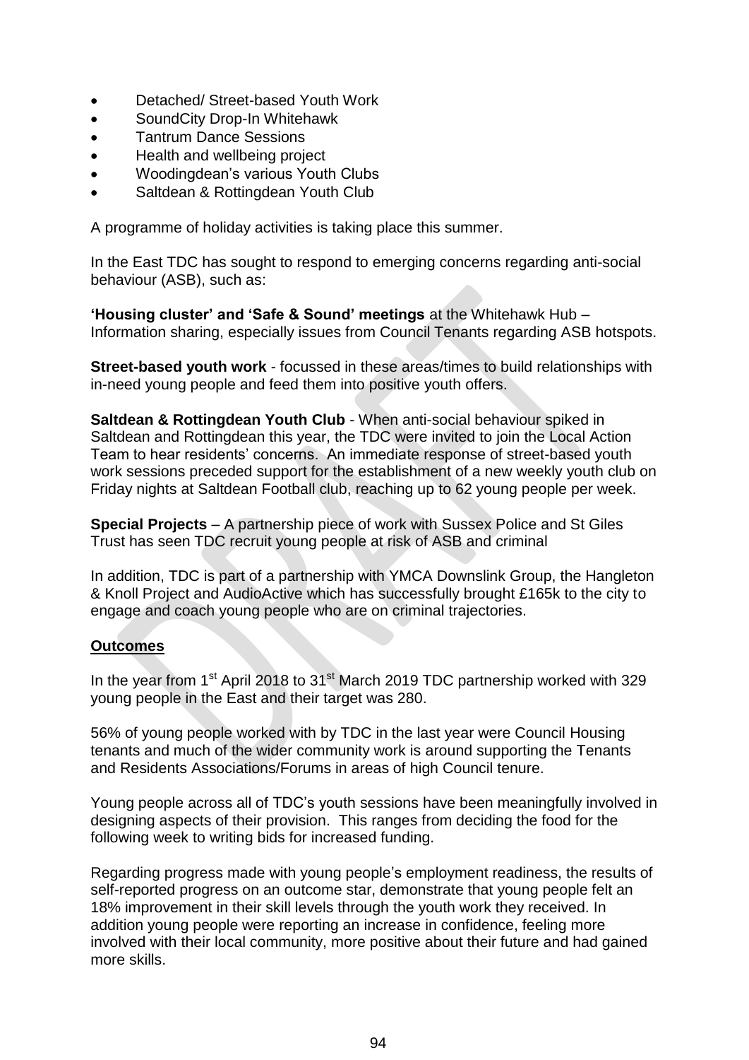- Detached/ Street-based Youth Work
- SoundCity Drop-In Whitehawk
- Tantrum Dance Sessions
- Health and wellbeing project
- Woodingdean's various Youth Clubs
- Saltdean & Rottingdean Youth Club

A programme of holiday activities is taking place this summer.

In the East TDC has sought to respond to emerging concerns regarding anti-social behaviour (ASB), such as:

**'Housing cluster' and 'Safe & Sound' meetings** at the Whitehawk Hub – Information sharing, especially issues from Council Tenants regarding ASB hotspots.

**Street-based youth work** - focussed in these areas/times to build relationships with in-need young people and feed them into positive youth offers.

**Saltdean & Rottingdean Youth Club** - When anti-social behaviour spiked in Saltdean and Rottingdean this year, the TDC were invited to join the Local Action Team to hear residents' concerns. An immediate response of street-based youth work sessions preceded support for the establishment of a new weekly youth club on Friday nights at Saltdean Football club, reaching up to 62 young people per week.

**Special Projects** – A partnership piece of work with Sussex Police and St Giles Trust has seen TDC recruit young people at risk of ASB and criminal

In addition, TDC is part of a partnership with YMCA Downslink Group, the Hangleton & Knoll Project and AudioActive which has successfully brought £165k to the city to engage and coach young people who are on criminal trajectories.

**Outcomes**

In the year from 1st April 2018 to 31st March 2019 TDC partnership worked with 329 young people in the East and their target was 280.

56% of young people worked with by TDC in the last year were Council Housing tenants and much of the wider community work is around supporting the Tenants and Residents Associations/Forums in areas of high Council tenure.

Young people across all of TDC's youth sessions have been meaningfully involved in designing aspects of their provision. This ranges from deciding the food for the following week to writing bids for increased funding.

Regarding progress made with young people's employment readiness, the results of self-reported progress on an outcome star, demonstrate that young people felt an 18% improvement in their skill levels through the youth work they received. In addition young people were reporting an increase in confidence, feeling more involved with their local community, more positive about their future and had gained more skills.